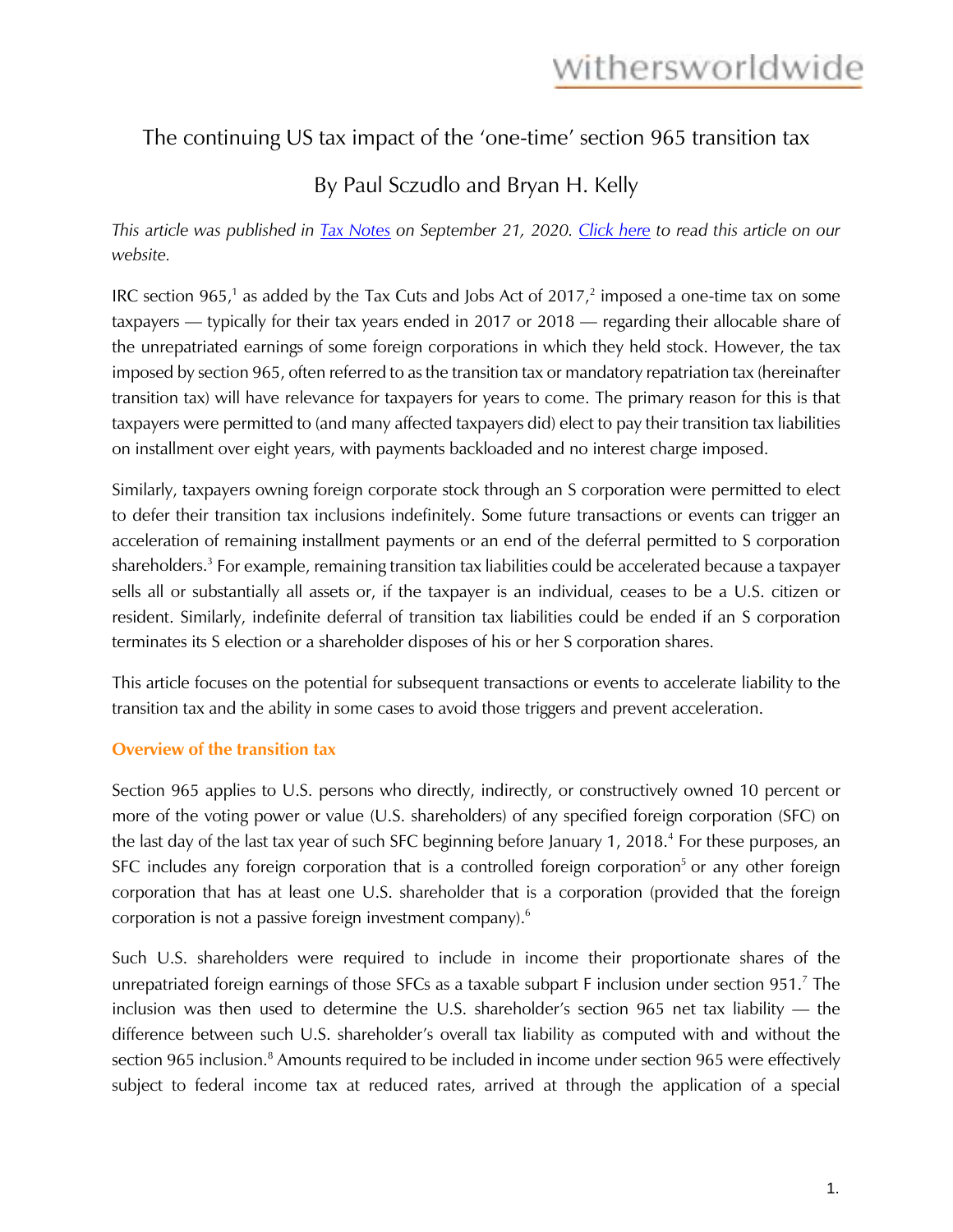# The continuing US tax impact of the 'one-time' section 965 transition tax

## By Paul Sczudlo and Bryan H. Kelly

*This article was published in Tax Notes on September 21, 2020. Click here to read this article on our website.*

IRC section 965,[1] as added by the Tax Cuts and Jobs Act of 2017,[2] imposed a one-time tax on some taxpayers — typically for their tax years ended in 2017 or 2018 — regarding their allocable share of the unrepatriated earnings of some foreign corporations in which they held stock. However, the tax imposed by section 965, often referred to as the transition tax or mandatory repatriation tax (hereinafter transition tax) will have relevance for taxpayers for years to come. The primary reason for this is that taxpayers were permitted to (and many affected taxpayers did) elect to pay their transition tax liabilities on installment over eight years, with payments backloaded and no interest charge imposed.

Similarly, taxpayers owning foreign corporate stock through an S corporation were permitted to elect to defer their transition tax inclusions indefinitely. Some future transactions or events can trigger an acceleration of remaining installment payments or an end of the deferral permitted to S corporation shareholders.[3] For example, remaining transition tax liabilities could be accelerated because a taxpayer sells all or substantially all assets or, if the taxpayer is an individual, ceases to be a U.S. citizen or resident. Similarly, indefinite deferral of transition tax liabilities could be ended if an S corporation terminates its S election or a shareholder disposes of his or her S corporation shares.

This article focuses on the potential for subsequent transactions or events to accelerate liability to the transition tax and the ability in some cases to avoid those triggers and prevent acceleration.

### Overview of the transition tax

Section 965 applies to U.S. persons who directly, indirectly, or constructively owned 10 percent or more of the voting power or value (U.S. shareholders) of any specified foreign corporation (SFC) on the last day of the last tax year of such SFC beginning before January 1, 2018.[4] For these purposes, an SFC includes any foreign corporation that is a controlled foreign corporation[5] or any other foreign corporation that has at least one U.S. shareholder that is a corporation (provided that the foreign corporation is not a passive foreign investment company).[6]

Such U.S. shareholders were required to include in income their proportionate shares of the unrepatriated foreign earnings of those SFCs as a taxable subpart F inclusion under section 951.[7] The inclusion was then used to determine the U.S. shareholder's section 965 net tax liability — the difference between such U.S. shareholder's overall tax liability as computed with and without the section 965 inclusion.[8] Amounts required to be included in income under section 965 were effectively subject to federal income tax at reduced rates, arrived at through the application of a special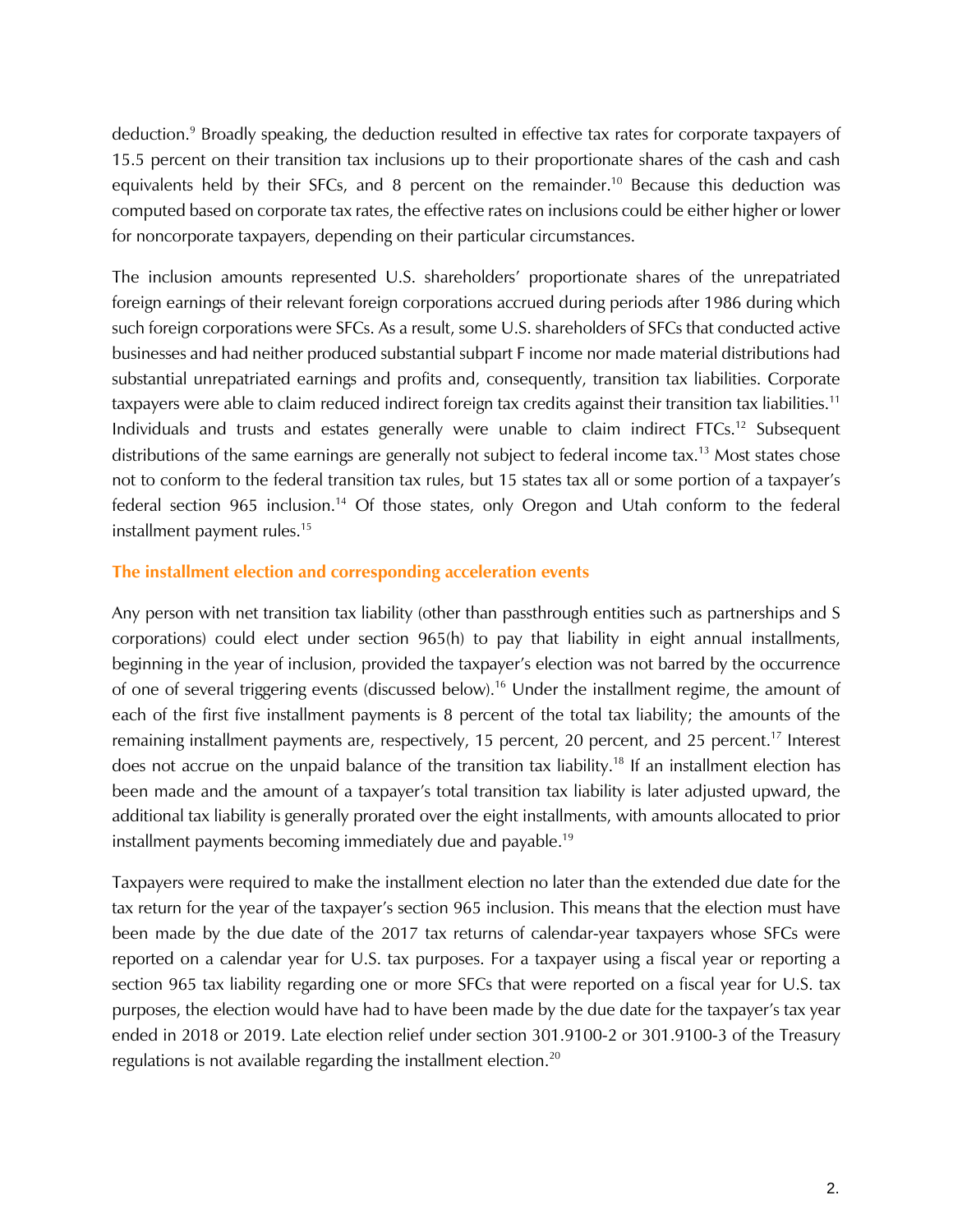deduction.[9] Broadly speaking, the deduction resulted in effective tax rates for corporate taxpayers of 15.5 percent on their transition tax inclusions up to their proportionate shares of the cash and cash equivalents held by their SFCs, and 8 percent on the remainder.[10] Because this deduction was computed based on corporate tax rates, the effective rates on inclusions could be either higher or lower for noncorporate taxpayers, depending on their particular circumstances.

The inclusion amounts represented U.S. shareholders' proportionate shares of the unrepatriated foreign earnings of their relevant foreign corporations accrued during periods after 1986 during which such foreign corporations were SFCs. As a result, some U.S. shareholders of SFCs that conducted active businesses and had neither produced substantial subpart F income nor made material distributions had substantial unrepatriated earnings and profits and, consequently, transition tax liabilities. Corporate taxpayers were able to claim reduced indirect foreign tax credits against their transition tax liabilities.[11] Individuals and trusts and estates generally were unable to claim indirect FTCs.[12] Subsequent distributions of the same earnings are generally not subject to federal income tax.[13] Most states chose not to conform to the federal transition tax rules, but 15 states tax all or some portion of a taxpayer's federal section 965 inclusion.[14] Of those states, only Oregon and Utah conform to the federal installment payment rules.[15]

## The installment election and corresponding acceleration events

Any person with net transition tax liability (other than passthrough entities such as partnerships and S corporations) could elect under section 965(h) to pay that liability in eight annual installments, beginning in the year of inclusion, provided the taxpayer's election was not barred by the occurrence of one of several triggering events (discussed below).[16] Under the installment regime, the amount of each of the first five installment payments is 8 percent of the total tax liability; the amounts of the remaining installment payments are, respectively, 15 percent, 20 percent, and 25 percent.[17] Interest does not accrue on the unpaid balance of the transition tax liability.[18] If an installment election has been made and the amount of a taxpayer's total transition tax liability is later adjusted upward, the additional tax liability is generally prorated over the eight installments, with amounts allocated to prior installment payments becoming immediately due and payable.[19]

Taxpayers were required to make the installment election no later than the extended due date for the tax return for the year of the taxpayer's section 965 inclusion. This means that the election must have been made by the due date of the 2017 tax returns of calendar-year taxpayers whose SFCs were reported on a calendar year for U.S. tax purposes. For a taxpayer using a fiscal year or reporting a section 965 tax liability regarding one or more SFCs that were reported on a fiscal year for U.S. tax purposes, the election would have had to have been made by the due date for the taxpayer's tax year ended in 2018 or 2019. Late election relief under section 301.9100-2 or 301.9100-3 of the Treasury regulations is not available regarding the installment election.[20]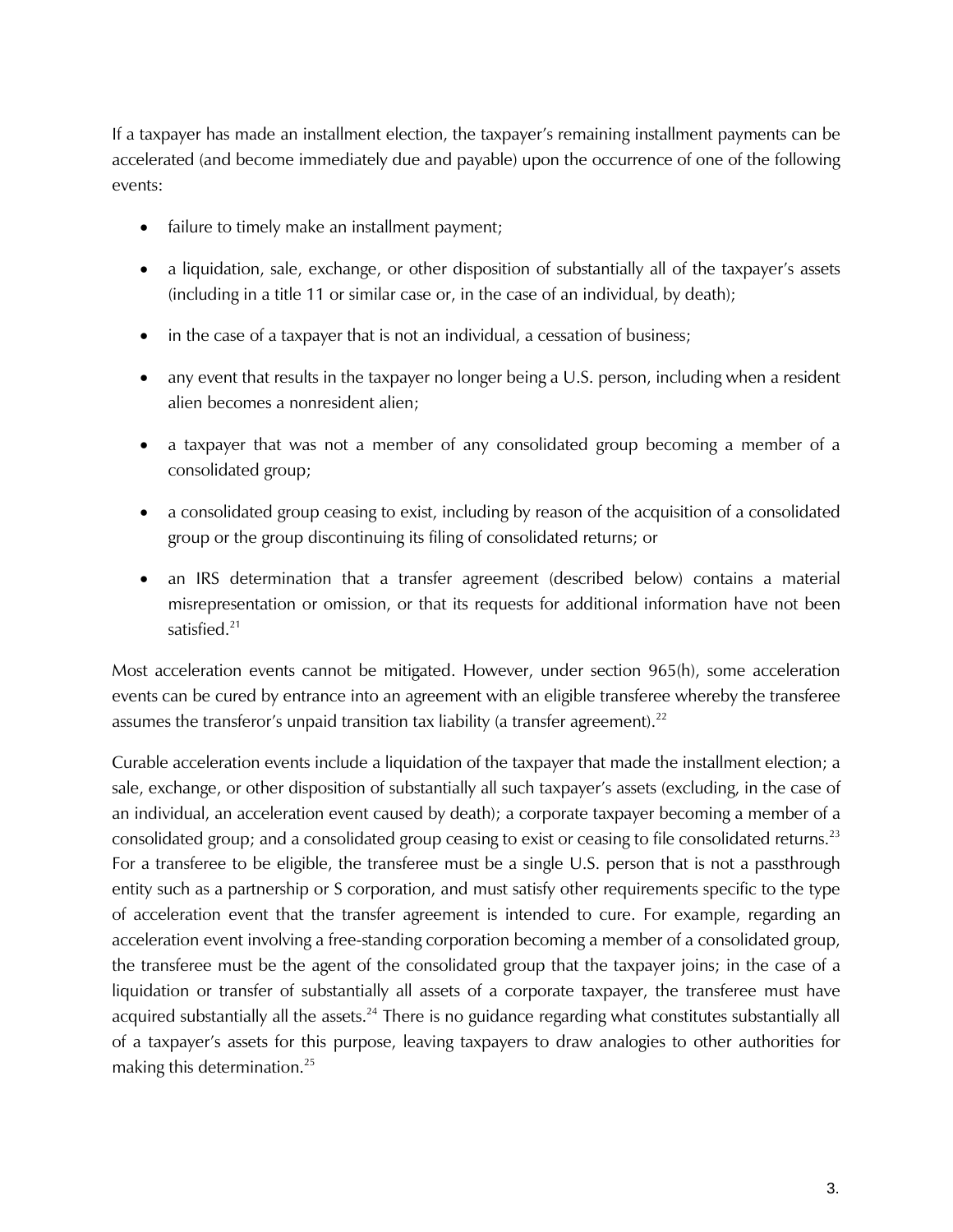If a taxpayer has made an installment election, the taxpayer's remaining installment payments can be accelerated (and become immediately due and payable) upon the occurrence of one of the following events:

- failure to timely make an installment payment;
- a liquidation, sale, exchange, or other disposition of substantially all of the taxpayer's assets (including in a title 11 or similar case or, in the case of an individual, by death);
- in the case of a taxpayer that is not an individual, a cessation of business;
- any event that results in the taxpayer no longer being a U.S. person, including when a resident alien becomes a nonresident alien;
- a taxpayer that was not a member of any consolidated group becoming a member of a consolidated group;
- a consolidated group ceasing to exist, including by reason of the acquisition of a consolidated group or the group discontinuing its filing of consolidated returns; or
- an IRS determination that a transfer agreement (described below) contains a material misrepresentation or omission, or that its requests for additional information have not been satisfied.[21]

Most acceleration events cannot be mitigated. However, under section 965(h), some acceleration events can be cured by entrance into an agreement with an eligible transferee whereby the transferee assumes the transferor's unpaid transition tax liability (a transfer agreement).[22]

Curable acceleration events include a liquidation of the taxpayer that made the installment election; a sale, exchange, or other disposition of substantially all such taxpayer's assets (excluding, in the case of an individual, an acceleration event caused by death); a corporate taxpayer becoming a member of a consolidated group; and a consolidated group ceasing to exist or ceasing to file consolidated returns.[23] For a transferee to be eligible, the transferee must be a single U.S. person that is not a passthrough entity such as a partnership or S corporation, and must satisfy other requirements specific to the type of acceleration event that the transfer agreement is intended to cure. For example, regarding an acceleration event involving a free-standing corporation becoming a member of a consolidated group, the transferee must be the agent of the consolidated group that the taxpayer joins; in the case of a liquidation or transfer of substantially all assets of a corporate taxpayer, the transferee must have acquired substantially all the assets.[24] There is no guidance regarding what constitutes substantially all of a taxpayer's assets for this purpose, leaving taxpayers to draw analogies to other authorities for making this determination.[25]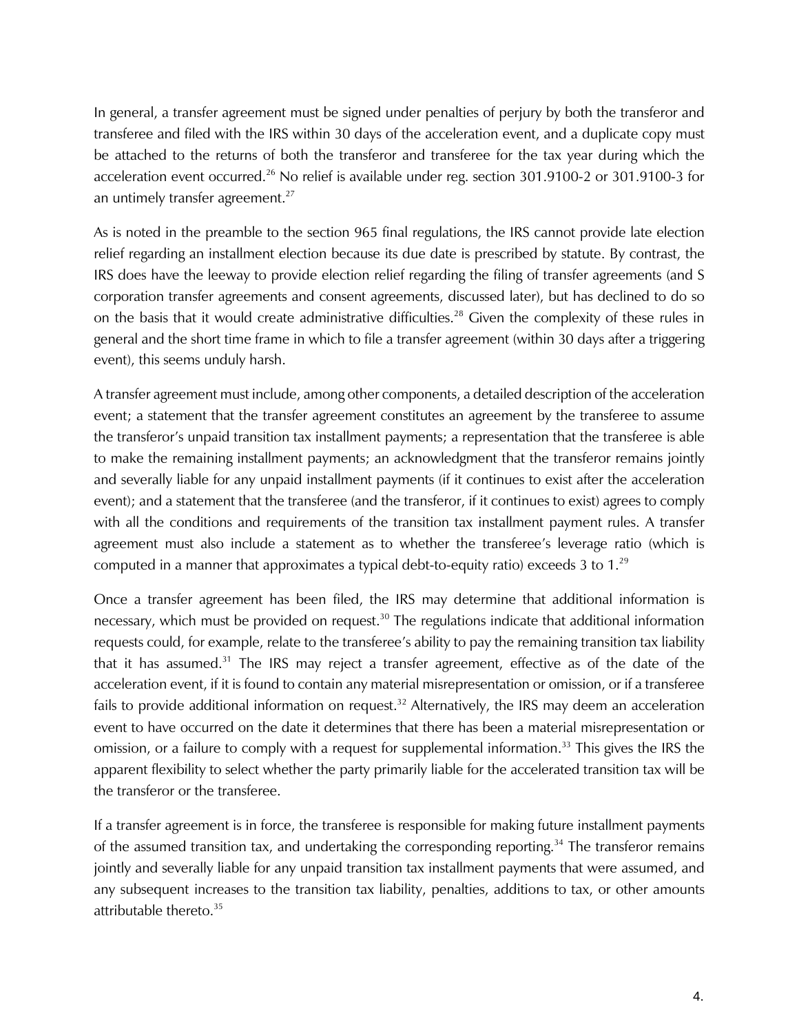In general, a transfer agreement must be signed under penalties of perjury by both the transferor and transferee and filed with the IRS within 30 days of the acceleration event, and a duplicate copy must be attached to the returns of both the transferor and transferee for the tax year during which the acceleration event occurred.[26] No relief is available under reg. section 301.9100-2 or 301.9100-3 for an untimely transfer agreement.[27]

As is noted in the preamble to the section 965 final regulations, the IRS cannot provide late election relief regarding an installment election because its due date is prescribed by statute. By contrast, the IRS does have the leeway to provide election relief regarding the filing of transfer agreements (and S corporation transfer agreements and consent agreements, discussed later), but has declined to do so on the basis that it would create administrative difficulties.[28] Given the complexity of these rules in general and the short time frame in which to file a transfer agreement (within 30 days after a triggering event), this seems unduly harsh.

A transfer agreement must include, among other components, a detailed description of the acceleration event; a statement that the transfer agreement constitutes an agreement by the transferee to assume the transferor's unpaid transition tax installment payments; a representation that the transferee is able to make the remaining installment payments; an acknowledgment that the transferor remains jointly and severally liable for any unpaid installment payments (if it continues to exist after the acceleration event); and a statement that the transferee (and the transferor, if it continues to exist) agrees to comply with all the conditions and requirements of the transition tax installment payment rules. A transfer agreement must also include a statement as to whether the transferee's leverage ratio (which is computed in a manner that approximates a typical debt-to-equity ratio) exceeds 3 to 1.[29]

Once a transfer agreement has been filed, the IRS may determine that additional information is necessary, which must be provided on request.[30] The regulations indicate that additional information requests could, for example, relate to the transferee's ability to pay the remaining transition tax liability that it has assumed.[31] The IRS may reject a transfer agreement, effective as of the date of the acceleration event, if it is found to contain any material misrepresentation or omission, or if a transferee fails to provide additional information on request.[32] Alternatively, the IRS may deem an acceleration event to have occurred on the date it determines that there has been a material misrepresentation or omission, or a failure to comply with a request for supplemental information.[33] This gives the IRS the apparent flexibility to select whether the party primarily liable for the accelerated transition tax will be the transferor or the transferee.

If a transfer agreement is in force, the transferee is responsible for making future installment payments of the assumed transition tax, and undertaking the corresponding reporting.[34] The transferor remains jointly and severally liable for any unpaid transition tax installment payments that were assumed, and any subsequent increases to the transition tax liability, penalties, additions to tax, or other amounts attributable thereto.[35]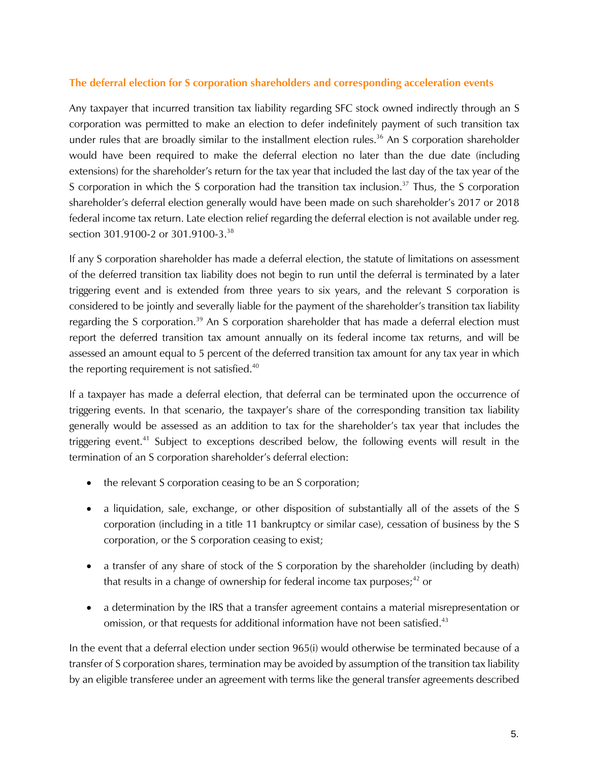### The deferral election for S corporation shareholders and corresponding acceleration events

Any taxpayer that incurred transition tax liability regarding SFC stock owned indirectly through an S corporation was permitted to make an election to defer indefinitely payment of such transition tax under rules that are broadly similar to the installment election rules.[36] An S corporation shareholder would have been required to make the deferral election no later than the due date (including extensions) for the shareholder's return for the tax year that included the last day of the tax year of the S corporation in which the S corporation had the transition tax inclusion.[37] Thus, the S corporation shareholder's deferral election generally would have been made on such shareholder's 2017 or 2018 federal income tax return. Late election relief regarding the deferral election is not available under reg. section 301.9100-2 or 301.9100-3.[38]

If any S corporation shareholder has made a deferral election, the statute of limitations on assessment of the deferred transition tax liability does not begin to run until the deferral is terminated by a later triggering event and is extended from three years to six years, and the relevant S corporation is considered to be jointly and severally liable for the payment of the shareholder's transition tax liability regarding the S corporation.[39] An S corporation shareholder that has made a deferral election must report the deferred transition tax amount annually on its federal income tax returns, and will be assessed an amount equal to 5 percent of the deferred transition tax amount for any tax year in which the reporting requirement is not satisfied.[40]

If a taxpayer has made a deferral election, that deferral can be terminated upon the occurrence of triggering events. In that scenario, the taxpayer's share of the corresponding transition tax liability generally would be assessed as an addition to tax for the shareholder's tax year that includes the triggering event.[41] Subject to exceptions described below, the following events will result in the termination of an S corporation shareholder's deferral election:

- the relevant S corporation ceasing to be an S corporation;
- a liquidation, sale, exchange, or other disposition of substantially all of the assets of the S corporation (including in a title 11 bankruptcy or similar case), cessation of business by the S corporation, or the S corporation ceasing to exist;
- a transfer of any share of stock of the S corporation by the shareholder (including by death) that results in a change of ownership for federal income tax purposes;[42] or
- a determination by the IRS that a transfer agreement contains a material misrepresentation or omission, or that requests for additional information have not been satisfied.[43]

In the event that a deferral election under section 965(i) would otherwise be terminated because of a transfer of S corporation shares, termination may be avoided by assumption of the transition tax liability by an eligible transferee under an agreement with terms like the general transfer agreements described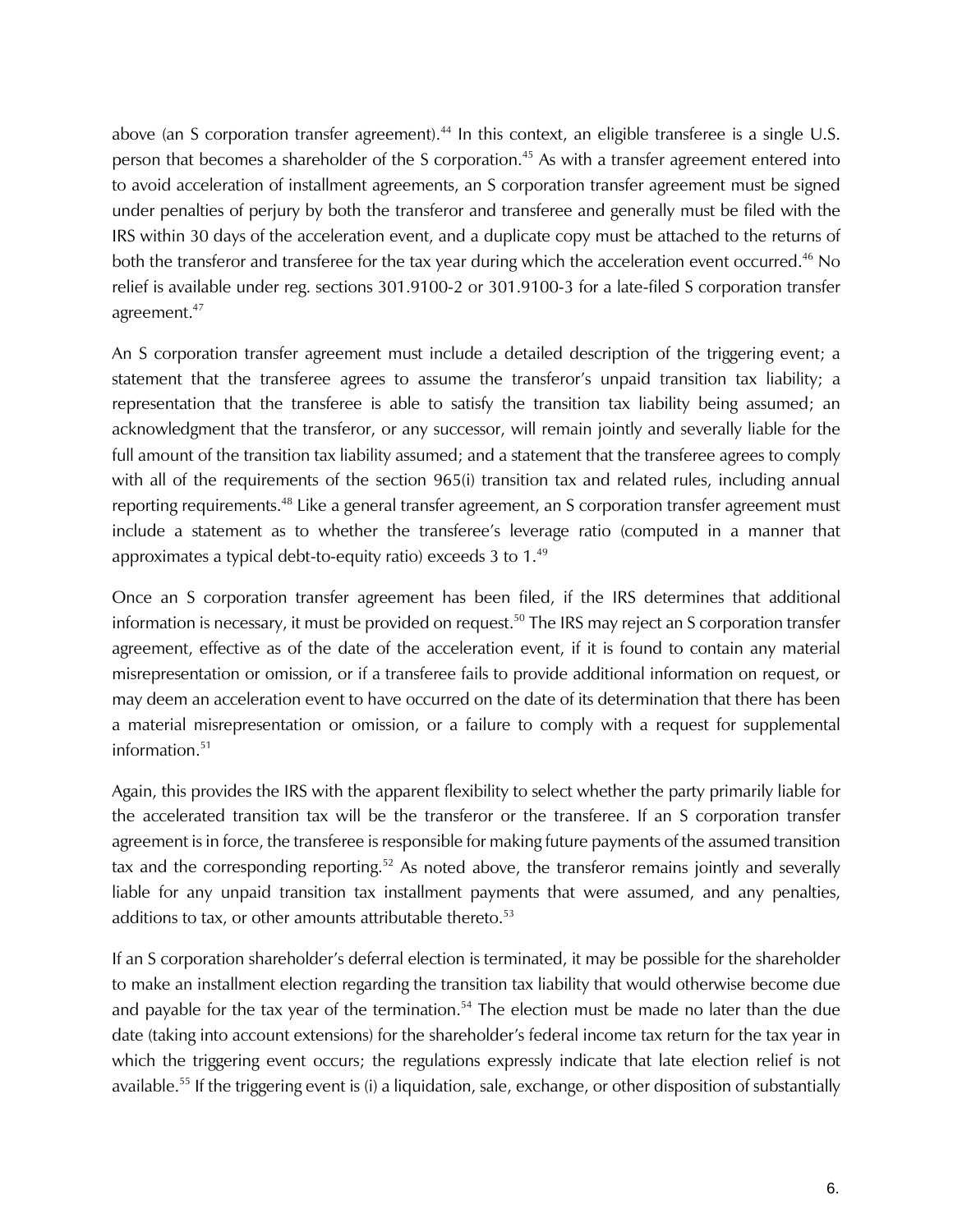above (an S corporation transfer agreement).[44] In this context, an eligible transferee is a single U.S. person that becomes a shareholder of the S corporation.[45] As with a transfer agreement entered into to avoid acceleration of installment agreements, an S corporation transfer agreement must be signed under penalties of perjury by both the transferor and transferee and generally must be filed with the IRS within 30 days of the acceleration event, and a duplicate copy must be attached to the returns of both the transferor and transferee for the tax year during which the acceleration event occurred.[46] No relief is available under reg. sections 301.9100-2 or 301.9100-3 for a late-filed S corporation transfer agreement.[47]

An S corporation transfer agreement must include a detailed description of the triggering event; a statement that the transferee agrees to assume the transferor's unpaid transition tax liability; a representation that the transferee is able to satisfy the transition tax liability being assumed; an acknowledgment that the transferor, or any successor, will remain jointly and severally liable for the full amount of the transition tax liability assumed; and a statement that the transferee agrees to comply with all of the requirements of the section 965(i) transition tax and related rules, including annual reporting requirements.[48] Like a general transfer agreement, an S corporation transfer agreement must include a statement as to whether the transferee's leverage ratio (computed in a manner that approximates a typical debt-to-equity ratio) exceeds 3 to 1.[49]

Once an S corporation transfer agreement has been filed, if the IRS determines that additional information is necessary, it must be provided on request.[50] The IRS may reject an S corporation transfer agreement, effective as of the date of the acceleration event, if it is found to contain any material misrepresentation or omission, or if a transferee fails to provide additional information on request, or may deem an acceleration event to have occurred on the date of its determination that there has been a material misrepresentation or omission, or a failure to comply with a request for supplemental information.[51]

Again, this provides the IRS with the apparent flexibility to select whether the party primarily liable for the accelerated transition tax will be the transferor or the transferee. If an S corporation transfer agreement is in force, the transferee is responsible for making future payments of the assumed transition tax and the corresponding reporting.[52] As noted above, the transferor remains jointly and severally liable for any unpaid transition tax installment payments that were assumed, and any penalties, additions to tax, or other amounts attributable thereto.[53]

If an S corporation shareholder's deferral election is terminated, it may be possible for the shareholder to make an installment election regarding the transition tax liability that would otherwise become due and payable for the tax year of the termination.[54] The election must be made no later than the due date (taking into account extensions) for the shareholder's federal income tax return for the tax year in which the triggering event occurs; the regulations expressly indicate that late election relief is not available.[55] If the triggering event is (i) a liquidation, sale, exchange, or other disposition of substantially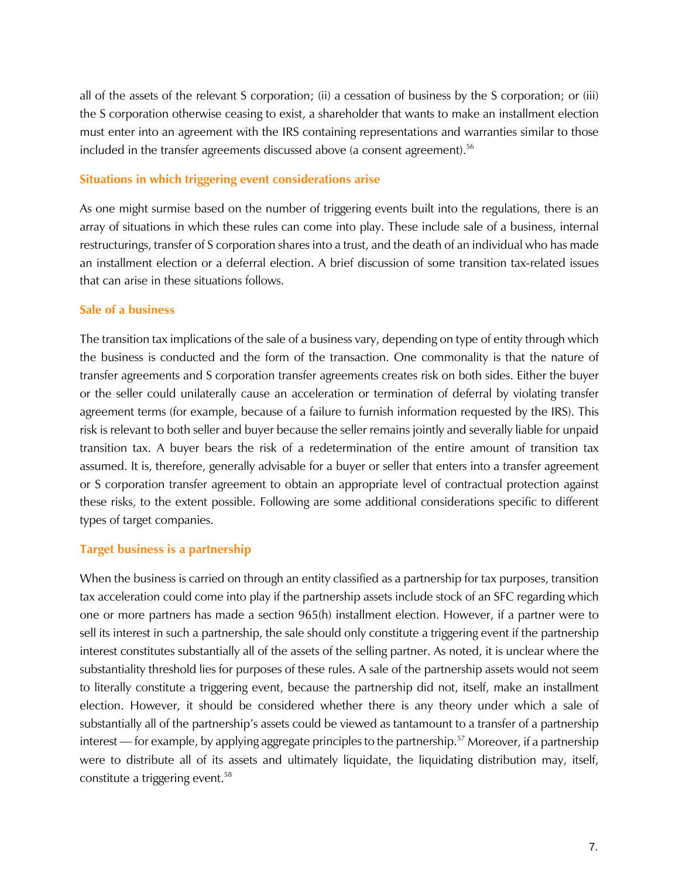all of the assets of the relevant S corporation; (ii) a cessation of business by the S corporation; or (iii) the S corporation otherwise ceasing to exist, a shareholder that wants to make an installment election must enter into an agreement with the IRS containing representations and warranties similar to those included in the transfer agreements discussed above (a consent agreement).[56]

### Situations in which triggering event considerations arise

As one might surmise based on the number of triggering events built into the regulations, there is an array of situations in which these rules can come into play. These include sale of a business, internal restructurings, transfer of S corporation shares into a trust, and the death of an individual who has made an installment election or a deferral election. A brief discussion of some transition tax-related issues that can arise in these situations follows.

### Sale of a business

The transition tax implications of the sale of a business vary, depending on type of entity through which the business is conducted and the form of the transaction. One commonality is that the nature of transfer agreements and S corporation transfer agreements creates risk on both sides. Either the buyer or the seller could unilaterally cause an acceleration or termination of deferral by violating transfer agreement terms (for example, because of a failure to furnish information requested by the IRS). This risk is relevant to both seller and buyer because the seller remains jointly and severally liable for unpaid transition tax. A buyer bears the risk of a redetermination of the entire amount of transition tax assumed. It is, therefore, generally advisable for a buyer or seller that enters into a transfer agreement or S corporation transfer agreement to obtain an appropriate level of contractual protection against these risks, to the extent possible. Following are some additional considerations specific to different types of target companies.

### Target business is a partnership

When the business is carried on through an entity classified as a partnership for tax purposes, transition tax acceleration could come into play if the partnership assets include stock of an SFC regarding which one or more partners has made a section 965(h) installment election. However, if a partner were to sell its interest in such a partnership, the sale should only constitute a triggering event if the partnership interest constitutes substantially all of the assets of the selling partner. As noted, it is unclear where the substantiality threshold lies for purposes of these rules. A sale of the partnership assets would not seem to literally constitute a triggering event, because the partnership did not, itself, make an installment election. However, it should be considered whether there is any theory under which a sale of substantially all of the partnership's assets could be viewed as tantamount to a transfer of a partnership interest — for example, by applying aggregate principles to the partnership.[57] Moreover, if a partnership were to distribute all of its assets and ultimately liquidate, the liquidating distribution may, itself, constitute a triggering event.[58]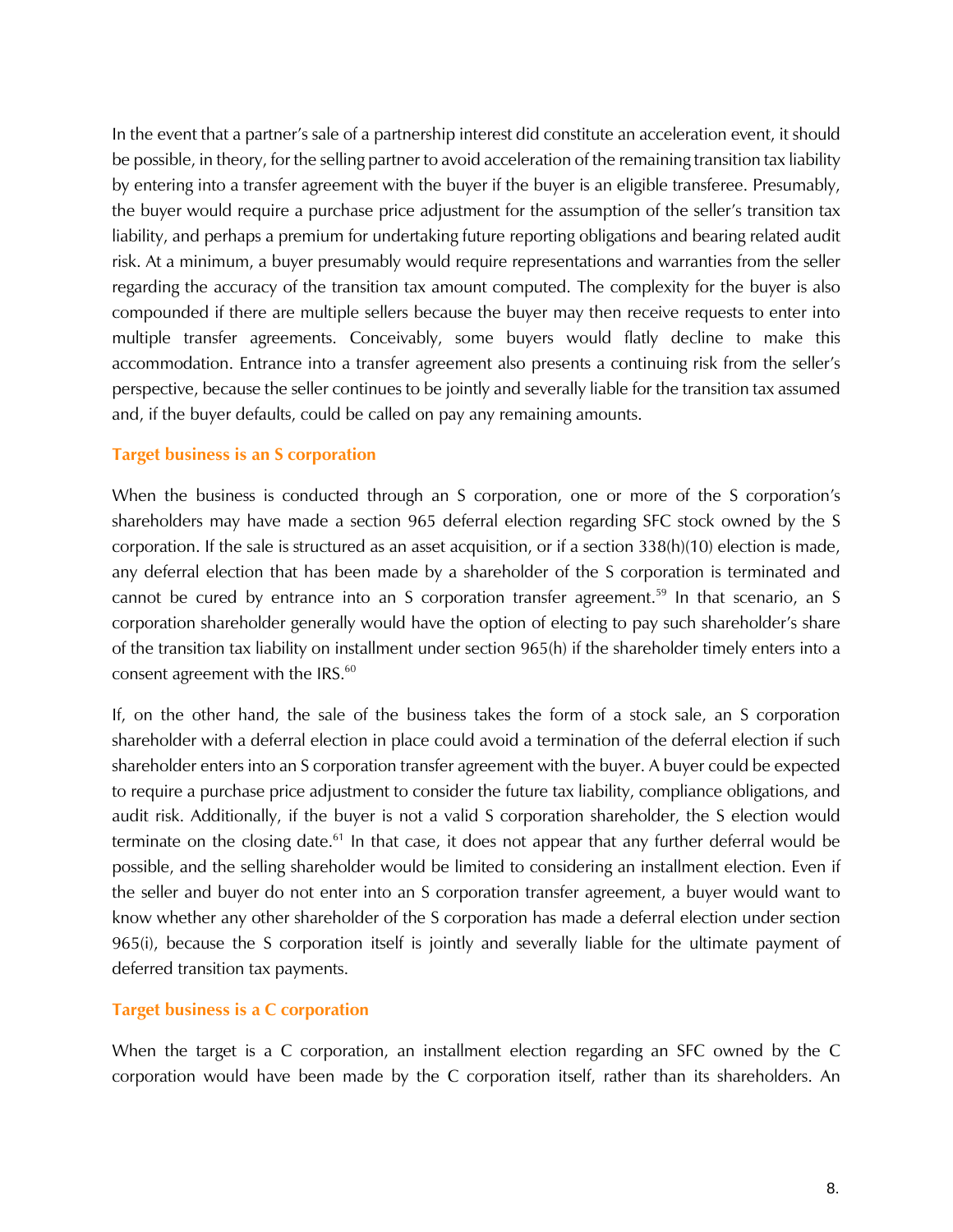In the event that a partner's sale of a partnership interest did constitute an acceleration event, it should be possible, in theory, for the selling partner to avoid acceleration of the remaining transition tax liability by entering into a transfer agreement with the buyer if the buyer is an eligible transferee. Presumably, the buyer would require a purchase price adjustment for the assumption of the seller's transition tax liability, and perhaps a premium for undertaking future reporting obligations and bearing related audit risk. At a minimum, a buyer presumably would require representations and warranties from the seller regarding the accuracy of the transition tax amount computed. The complexity for the buyer is also compounded if there are multiple sellers because the buyer may then receive requests to enter into multiple transfer agreements. Conceivably, some buyers would flatly decline to make this accommodation. Entrance into a transfer agreement also presents a continuing risk from the seller's perspective, because the seller continues to be jointly and severally liable for the transition tax assumed and, if the buyer defaults, could be called on pay any remaining amounts.

### Target business is an S corporation

When the business is conducted through an S corporation, one or more of the S corporation's shareholders may have made a section 965 deferral election regarding SFC stock owned by the S corporation. If the sale is structured as an asset acquisition, or if a section 338(h)(10) election is made, any deferral election that has been made by a shareholder of the S corporation is terminated and cannot be cured by entrance into an S corporation transfer agreement.[59] In that scenario, an S corporation shareholder generally would have the option of electing to pay such shareholder's share of the transition tax liability on installment under section 965(h) if the shareholder timely enters into a consent agreement with the IRS.[60]

If, on the other hand, the sale of the business takes the form of a stock sale, an S corporation shareholder with a deferral election in place could avoid a termination of the deferral election if such shareholder enters into an S corporation transfer agreement with the buyer. A buyer could be expected to require a purchase price adjustment to consider the future tax liability, compliance obligations, and audit risk. Additionally, if the buyer is not a valid S corporation shareholder, the S election would terminate on the closing date.[61] In that case, it does not appear that any further deferral would be possible, and the selling shareholder would be limited to considering an installment election. Even if the seller and buyer do not enter into an S corporation transfer agreement, a buyer would want to know whether any other shareholder of the S corporation has made a deferral election under section 965(i), because the S corporation itself is jointly and severally liable for the ultimate payment of deferred transition tax payments.

### Target business is a C corporation

When the target is a C corporation, an installment election regarding an SFC owned by the C corporation would have been made by the C corporation itself, rather than its shareholders. An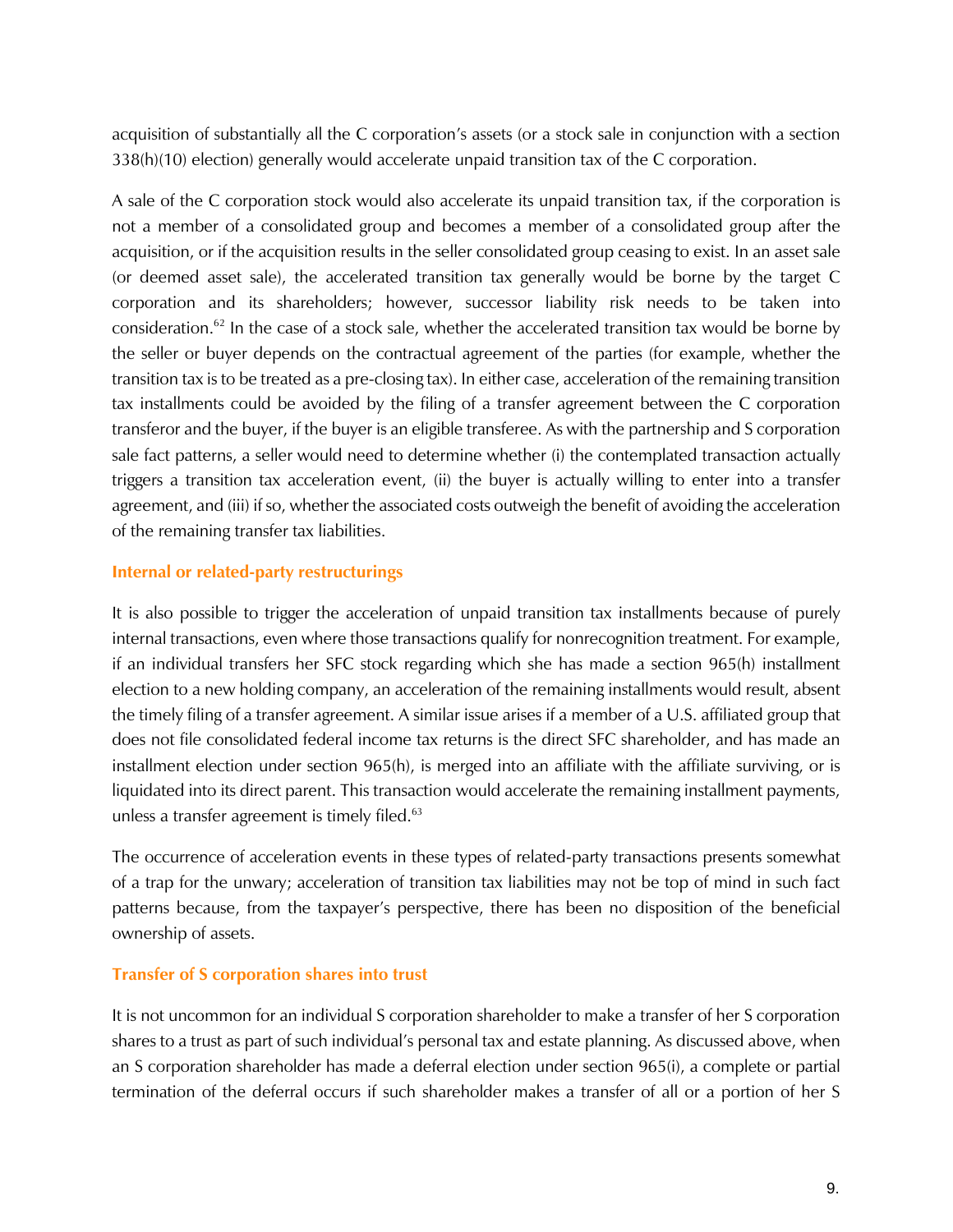acquisition of substantially all the C corporation's assets (or a stock sale in conjunction with a section 338(h)(10) election) generally would accelerate unpaid transition tax of the C corporation.

A sale of the C corporation stock would also accelerate its unpaid transition tax, if the corporation is not a member of a consolidated group and becomes a member of a consolidated group after the acquisition, or if the acquisition results in the seller consolidated group ceasing to exist. In an asset sale (or deemed asset sale), the accelerated transition tax generally would be borne by the target C corporation and its shareholders; however, successor liability risk needs to be taken into consideration.[62] In the case of a stock sale, whether the accelerated transition tax would be borne by the seller or buyer depends on the contractual agreement of the parties (for example, whether the transition tax is to be treated as a pre-closing tax). In either case, acceleration of the remaining transition tax installments could be avoided by the filing of a transfer agreement between the C corporation transferor and the buyer, if the buyer is an eligible transferee. As with the partnership and S corporation sale fact patterns, a seller would need to determine whether (i) the contemplated transaction actually triggers a transition tax acceleration event, (ii) the buyer is actually willing to enter into a transfer agreement, and (iii) if so, whether the associated costs outweigh the benefit of avoiding the acceleration of the remaining transfer tax liabilities.

## Internal or related-party restructurings

It is also possible to trigger the acceleration of unpaid transition tax installments because of purely internal transactions, even where those transactions qualify for nonrecognition treatment. For example, if an individual transfers her SFC stock regarding which she has made a section 965(h) installment election to a new holding company, an acceleration of the remaining installments would result, absent the timely filing of a transfer agreement. A similar issue arises if a member of a U.S. affiliated group that does not file consolidated federal income tax returns is the direct SFC shareholder, and has made an installment election under section 965(h), is merged into an affiliate with the affiliate surviving, or is liquidated into its direct parent. This transaction would accelerate the remaining installment payments, unless a transfer agreement is timely filed.[63]

The occurrence of acceleration events in these types of related-party transactions presents somewhat of a trap for the unwary; acceleration of transition tax liabilities may not be top of mind in such fact patterns because, from the taxpayer's perspective, there has been no disposition of the beneficial ownership of assets.

## Transfer of S corporation shares into trust

It is not uncommon for an individual S corporation shareholder to make a transfer of her S corporation shares to a trust as part of such individual's personal tax and estate planning. As discussed above, when an S corporation shareholder has made a deferral election under section 965(i), a complete or partial termination of the deferral occurs if such shareholder makes a transfer of all or a portion of her S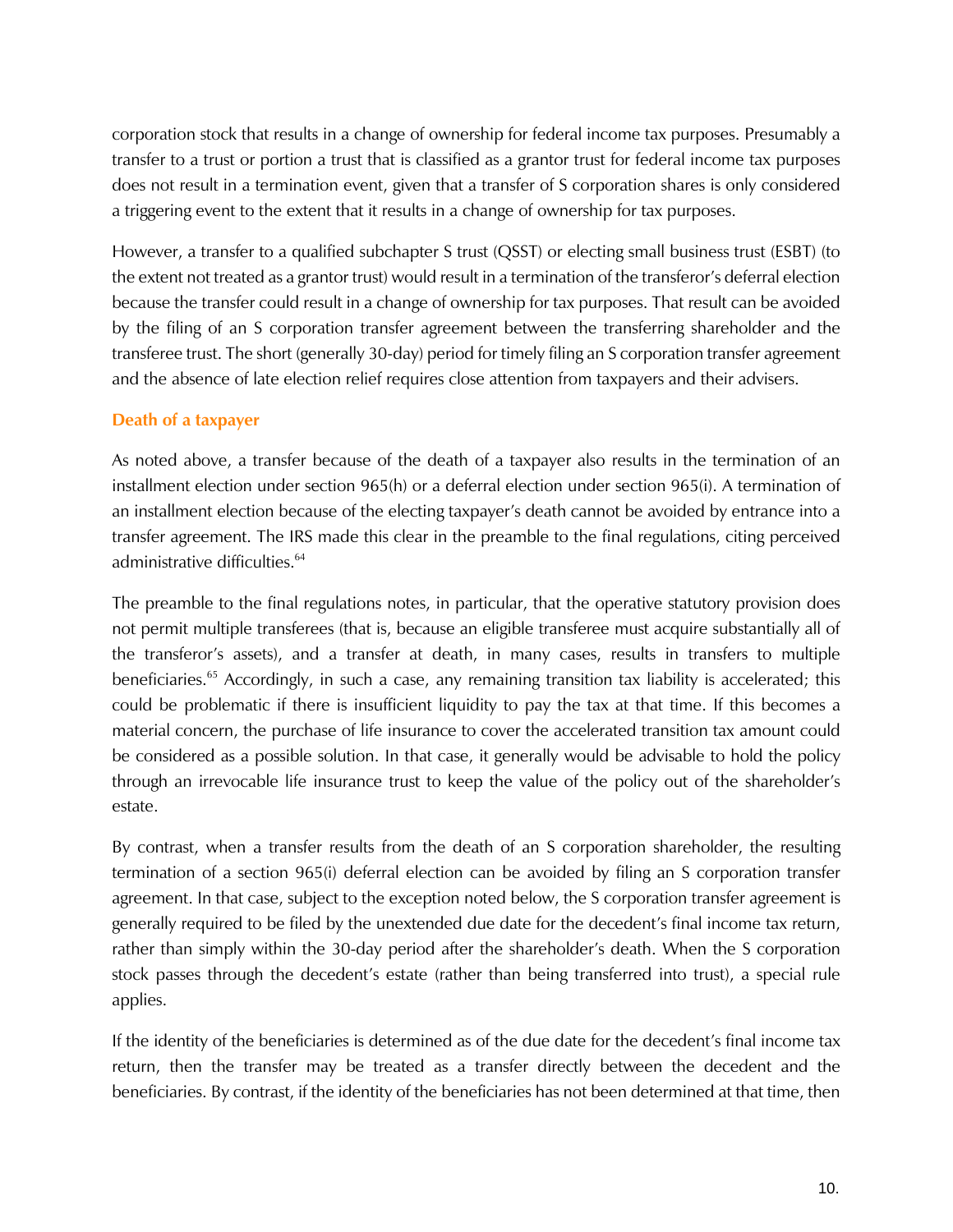corporation stock that results in a change of ownership for federal income tax purposes. Presumably a transfer to a trust or portion a trust that is classified as a grantor trust for federal income tax purposes does not result in a termination event, given that a transfer of S corporation shares is only considered a triggering event to the extent that it results in a change of ownership for tax purposes.

However, a transfer to a qualified subchapter S trust (QSST) or electing small business trust (ESBT) (to the extent not treated as a grantor trust) would result in a termination of the transferor's deferral election because the transfer could result in a change of ownership for tax purposes. That result can be avoided by the filing of an S corporation transfer agreement between the transferring shareholder and the transferee trust. The short (generally 30-day) period for timely filing an S corporation transfer agreement and the absence of late election relief requires close attention from taxpayers and their advisers.

### Death of a taxpayer

As noted above, a transfer because of the death of a taxpayer also results in the termination of an installment election under section 965(h) or a deferral election under section 965(i). A termination of an installment election because of the electing taxpayer's death cannot be avoided by entrance into a transfer agreement. The IRS made this clear in the preamble to the final regulations, citing perceived administrative difficulties.[64]

The preamble to the final regulations notes, in particular, that the operative statutory provision does not permit multiple transferees (that is, because an eligible transferee must acquire substantially all of the transferor's assets), and a transfer at death, in many cases, results in transfers to multiple beneficiaries.[65] Accordingly, in such a case, any remaining transition tax liability is accelerated; this could be problematic if there is insufficient liquidity to pay the tax at that time. If this becomes a material concern, the purchase of life insurance to cover the accelerated transition tax amount could be considered as a possible solution. In that case, it generally would be advisable to hold the policy through an irrevocable life insurance trust to keep the value of the policy out of the shareholder's estate.

By contrast, when a transfer results from the death of an S corporation shareholder, the resulting termination of a section 965(i) deferral election can be avoided by filing an S corporation transfer agreement. In that case, subject to the exception noted below, the S corporation transfer agreement is generally required to be filed by the unextended due date for the decedent's final income tax return, rather than simply within the 30-day period after the shareholder's death. When the S corporation stock passes through the decedent's estate (rather than being transferred into trust), a special rule applies.

If the identity of the beneficiaries is determined as of the due date for the decedent's final income tax return, then the transfer may be treated as a transfer directly between the decedent and the beneficiaries. By contrast, if the identity of the beneficiaries has not been determined at that time, then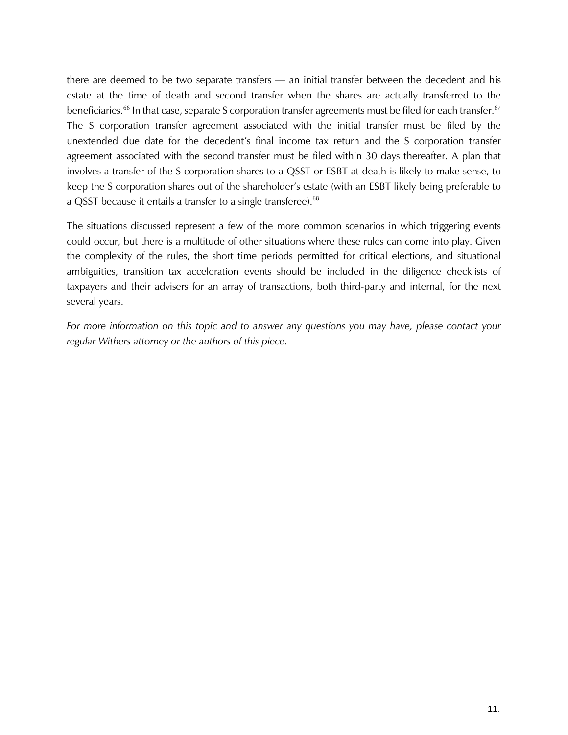there are deemed to be two separate transfers — an initial transfer between the decedent and his estate at the time of death and second transfer when the shares are actually transferred to the beneficiaries.[66] In that case, separate S corporation transfer agreements must be filed for each transfer.[67] The S corporation transfer agreement associated with the initial transfer must be filed by the unextended due date for the decedent's final income tax return and the S corporation transfer agreement associated with the second transfer must be filed within 30 days thereafter. A plan that involves a transfer of the S corporation shares to a QSST or ESBT at death is likely to make sense, to keep the S corporation shares out of the shareholder's estate (with an ESBT likely being preferable to a QSST because it entails a transfer to a single transferee).[68]

The situations discussed represent a few of the more common scenarios in which triggering events could occur, but there is a multitude of other situations where these rules can come into play. Given the complexity of the rules, the short time periods permitted for critical elections, and situational ambiguities, transition tax acceleration events should be included in the diligence checklists of taxpayers and their advisers for an array of transactions, both third-party and internal, for the next several years.

*For more information on this topic and to answer any questions you may have, please contact your regular Withers attorney or the authors of this piece.*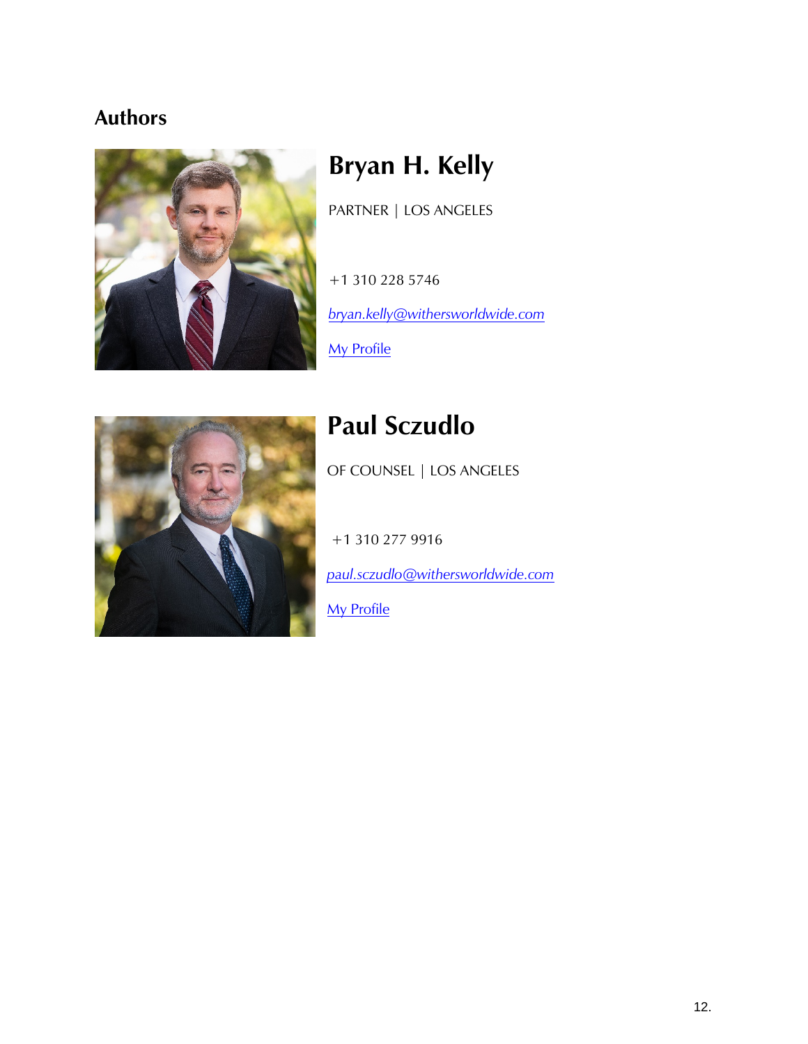## Authors

### Bryan H. Kelly

PARTNER | LOS ANGELES

+1 310 228 5746

*bryan.kelly@withersworldwide.com*

My Profile

### Paul Sczudlo

OF COUNSEL | LOS ANGELES

+1 310 277 9916

*paul.sczudlo@withersworldwide.com*

My Profile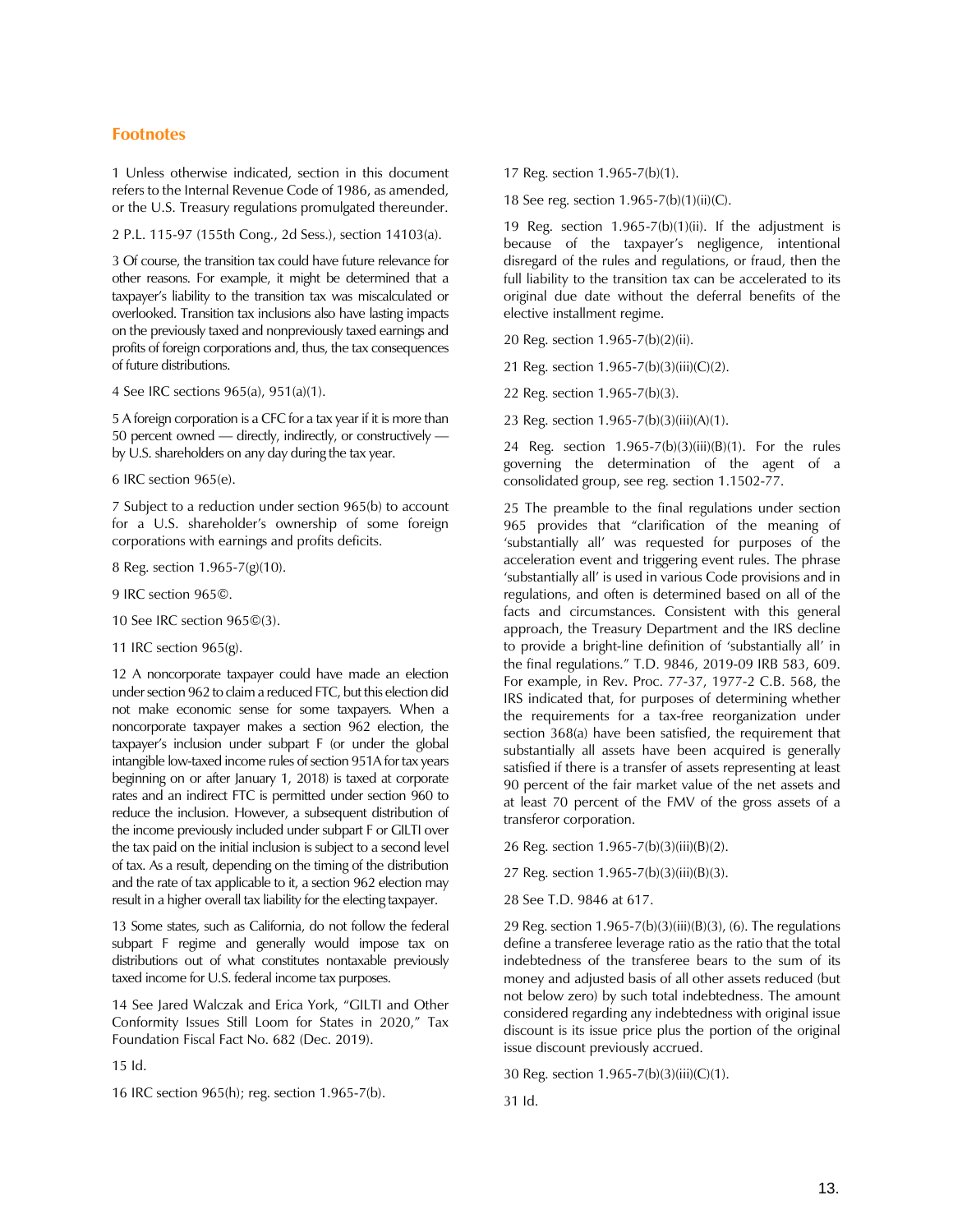## Footnotes

1 Unless otherwise indicated, section in this document refers to the Internal Revenue Code of 1986, as amended, or the U.S. Treasury regulations promulgated thereunder.

2 P.L. 115-97 (155th Cong., 2d Sess.), section 14103(a).

3 Of course, the transition tax could have future relevance for other reasons. For example, it might be determined that a taxpayer's liability to the transition tax was miscalculated or overlooked. Transition tax inclusions also have lasting impacts on the previously taxed and nonpreviously taxed earnings and profits of foreign corporations and, thus, the tax consequences of future distributions.

4 See IRC sections 965(a), 951(a)(1).

5 A foreign corporation is a CFC for a tax year if it is more than 50 percent owned — directly, indirectly, or constructively — by U.S. shareholders on any day during the tax year.

6 IRC section 965(e).

7 Subject to a reduction under section 965(b) to account for a U.S. shareholder's ownership of some foreign corporations with earnings and profits deficits.

8 Reg. section 1.965-7(g)(10).

9 IRC section 965©.

10 See IRC section 965©(3).

11 IRC section 965(g).

12 A noncorporate taxpayer could have made an election under section 962 to claim a reduced FTC, but this election did not make economic sense for some taxpayers. When a noncorporate taxpayer makes a section 962 election, the taxpayer's inclusion under subpart F (or under the global intangible low-taxed income rules of section 951A for tax years beginning on or after January 1, 2018) is taxed at corporate rates and an indirect FTC is permitted under section 960 to reduce the inclusion. However, a subsequent distribution of the income previously included under subpart F or GILTI over the tax paid on the initial inclusion is subject to a second level of tax. As a result, depending on the timing of the distribution and the rate of tax applicable to it, a section 962 election may result in a higher overall tax liability for the electing taxpayer.

13 Some states, such as California, do not follow the federal subpart F regime and generally would impose tax on distributions out of what constitutes nontaxable previously taxed income for U.S. federal income tax purposes.

14 See Jared Walczak and Erica York, "GILTI and Other Conformity Issues Still Loom for States in 2020," Tax Foundation Fiscal Fact No. 682 (Dec. 2019).

15 Id.

16 IRC section 965(h); reg. section 1.965-7(b).

17 Reg. section 1.965-7(b)(1).

18 See reg. section 1.965-7(b)(1)(ii)(C).

19 Reg. section 1.965-7(b)(1)(ii). If the adjustment is because of the taxpayer's negligence, intentional disregard of the rules and regulations, or fraud, then the full liability to the transition tax can be accelerated to its original due date without the deferral benefits of the elective installment regime.

20 Reg. section 1.965-7(b)(2)(ii).

21 Reg. section 1.965-7(b)(3)(iii)(C)(2).

22 Reg. section 1.965-7(b)(3).

23 Reg. section 1.965-7(b)(3)(iii)(A)(1).

24 Reg. section 1.965-7(b)(3)(iii)(B)(1). For the rules governing the determination of the agent of a consolidated group, see reg. section 1.1502-77.

25 The preamble to the final regulations under section 965 provides that "clarification of the meaning of 'substantially all' was requested for purposes of the acceleration event and triggering event rules. The phrase 'substantially all' is used in various Code provisions and in regulations, and often is determined based on all of the facts and circumstances. Consistent with this general approach, the Treasury Department and the IRS decline to provide a bright-line definition of 'substantially all' in the final regulations." T.D. 9846, 2019-09 IRB 583, 609. For example, in Rev. Proc. 77-37, 1977-2 C.B. 568, the IRS indicated that, for purposes of determining whether the requirements for a tax-free reorganization under section 368(a) have been satisfied, the requirement that substantially all assets have been acquired is generally satisfied if there is a transfer of assets representing at least 90 percent of the fair market value of the net assets and at least 70 percent of the FMV of the gross assets of a transferor corporation.

26 Reg. section 1.965-7(b)(3)(iii)(B)(2).

27 Reg. section 1.965-7(b)(3)(iii)(B)(3).

28 See T.D. 9846 at 617.

29 Reg. section 1.965-7(b)(3)(iii)(B)(3), (6). The regulations define a transferee leverage ratio as the ratio that the total indebtedness of the transferee bears to the sum of its money and adjusted basis of all other assets reduced (but not below zero) by such total indebtedness. The amount considered regarding any indebtedness with original issue discount is its issue price plus the portion of the original issue discount previously accrued.

30 Reg. section 1.965-7(b)(3)(iii)(C)(1).

31 Id.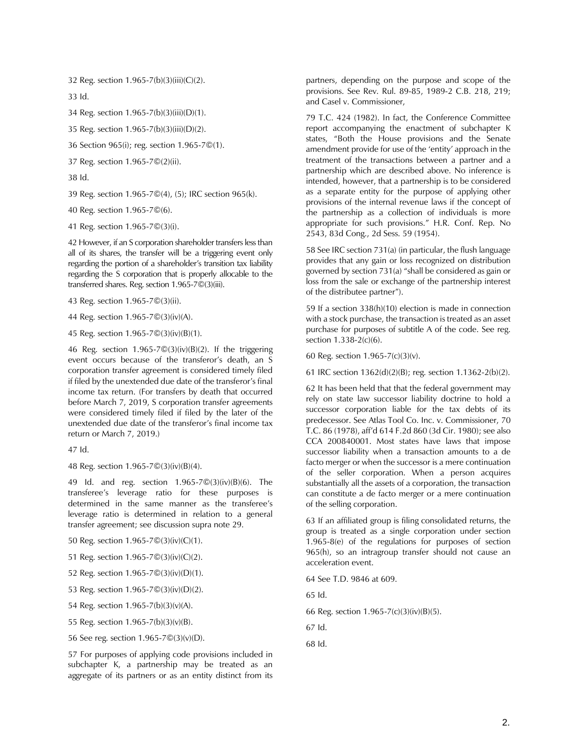32 Reg. section 1.965-7(b)(3)(iii)(C)(2).

33 Id.

34 Reg. section 1.965-7(b)(3)(iii)(D)(1).

35 Reg. section 1.965-7(b)(3)(iii)(D)(2).

36 Section 965(i); reg. section 1.965-7©(1).

37 Reg. section 1.965-7©(2)(ii).

38 Id.

39 Reg. section 1.965-7©(4), (5); IRC section 965(k).

40 Reg. section 1.965-7©(6).

41 Reg. section 1.965-7©(3)(i).

42 However, if an S corporation shareholder transfers less than all of its shares, the transfer will be a triggering event only regarding the portion of a shareholder's transition tax liability regarding the S corporation that is properly allocable to the transferred shares. Reg. section 1.965-7©(3)(iii).

43 Reg. section 1.965-7©(3)(ii).

44 Reg. section 1.965-7©(3)(iv)(A).

45 Reg. section 1.965-7©(3)(iv)(B)(1).

46 Reg. section 1.965-7©(3)(iv)(B)(2). If the triggering event occurs because of the transferor's death, an S corporation transfer agreement is considered timely filed if filed by the unextended due date of the transferor's final income tax return. (For transfers by death that occurred before March 7, 2019, S corporation transfer agreements were considered timely filed if filed by the later of the unextended due date of the transferor's final income tax return or March 7, 2019.)

47 Id.

48 Reg. section 1.965-7©(3)(iv)(B)(4).

49 Id. and reg. section 1.965-7©(3)(iv)(B)(6). The transferee's leverage ratio for these purposes is determined in the same manner as the transferee's leverage ratio is determined in relation to a general transfer agreement; see discussion supra note 29.

50 Reg. section 1.965-7©(3)(iv)(C)(1).

51 Reg. section 1.965-7©(3)(iv)(C)(2).

52 Reg. section 1.965-7©(3)(iv)(D)(1).

53 Reg. section 1.965-7©(3)(iv)(D)(2).

54 Reg. section 1.965-7(b)(3)(v)(A).

55 Reg. section 1.965-7(b)(3)(v)(B).

56 See reg. section 1.965-7©(3)(v)(D).

57 For purposes of applying code provisions included in subchapter K, a partnership may be treated as an aggregate of its partners or as an entity distinct from its partners, depending on the purpose and scope of the provisions. See Rev. Rul. 89-85, 1989-2 C.B. 218, 219; and Casel v. Commissioner,

79 T.C. 424 (1982). In fact, the Conference Committee report accompanying the enactment of subchapter K states, "Both the House provisions and the Senate amendment provide for use of the 'entity' approach in the treatment of the transactions between a partner and a partnership which are described above. No inference is intended, however, that a partnership is to be considered as a separate entity for the purpose of applying other provisions of the internal revenue laws if the concept of the partnership as a collection of individuals is more appropriate for such provisions." H.R. Conf. Rep. No 2543, 83d Cong., 2d Sess. 59 (1954).

58 See IRC section 731(a) (in particular, the flush language provides that any gain or loss recognized on distribution governed by section 731(a) "shall be considered as gain or loss from the sale or exchange of the partnership interest of the distributee partner").

59 If a section 338(h)(10) election is made in connection with a stock purchase, the transaction is treated as an asset purchase for purposes of subtitle A of the code. See reg. section 1.338-2(c)(6).

60 Reg. section 1.965-7(c)(3)(v).

61 IRC section 1362(d)(2)(B); reg. section 1.1362-2(b)(2).

62 It has been held that that the federal government may rely on state law successor liability doctrine to hold a successor corporation liable for the tax debts of its predecessor. See Atlas Tool Co. Inc. v. Commissioner, 70 T.C. 86 (1978), aff'd 614 F.2d 860 (3d Cir. 1980); see also CCA 200840001. Most states have laws that impose successor liability when a transaction amounts to a de facto merger or when the successor is a mere continuation of the seller corporation. When a person acquires substantially all the assets of a corporation, the transaction can constitute a de facto merger or a mere continuation of the selling corporation.

63 If an affiliated group is filing consolidated returns, the group is treated as a single corporation under section 1.965-8(e) of the regulations for purposes of section 965(h), so an intragroup transfer should not cause an acceleration event.

64 See T.D. 9846 at 609.

65 Id.

66 Reg. section 1.965-7(c)(3)(iv)(B)(5).

67 Id.

68 Id.